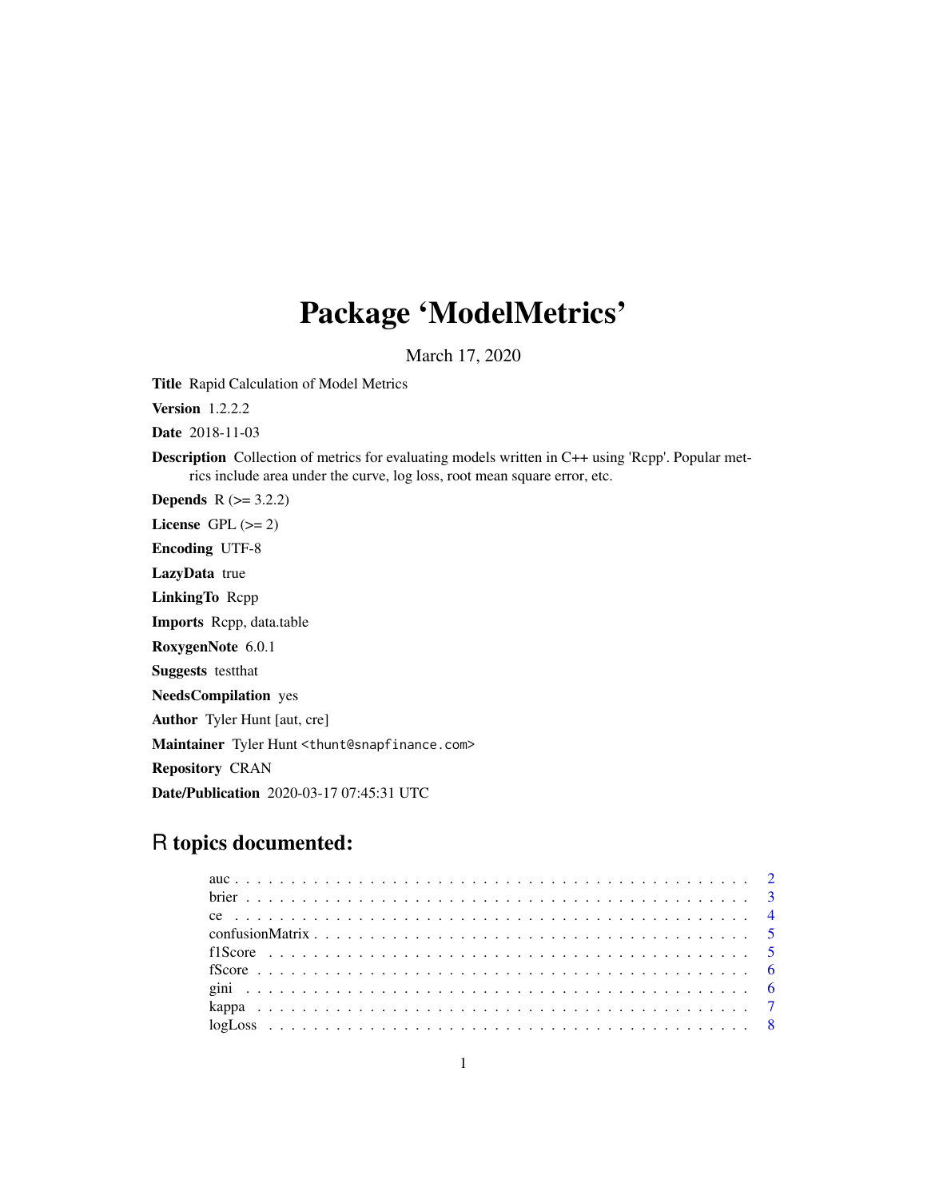# Package 'ModelMetrics'

March 17, 2020

**Title** Rapid Calculation of Model Metrics

**Version** 1.2.2.2

**Date** 2018-11-03

**Description** Collection of metrics for evaluating models written in C++ using 'Rcpp'. Popular metrics include area under the curve, log loss, root mean square error, etc.

**Depends** R (>= 3.2.2)

**License** GPL (>= 2)

**Encoding** UTF-8

**LazyData** true

**LinkingTo** Rcpp

**Imports** Rcpp, data.table

**RoxygenNote** 6.0.1

**Suggests** testthat

**NeedsCompilation** yes

**Author** Tyler Hunt [aut, cre]

**Maintainer** Tyler Hunt <thunt@snapfinance.com>

**Repository** CRAN

**Date/Publication** 2020-03-17 07:45:31 UTC

## R topics documented:

- auc . . . . . . . . . . . . . . . . . . . . . . . . . . . . . . . . . . . . . . . . . 2
- brier . . . . . . . . . . . . . . . . . . . . . . . . . . . . . . . . . . . . . . . . 3
- ce . . . . . . . . . . . . . . . . . . . . . . . . . . . . . . . . . . . . . . . . . 4
- confusionMatrix . . . . . . . . . . . . . . . . . . . . . . . . . . . . . . . . . . 5
- f1Score . . . . . . . . . . . . . . . . . . . . . . . . . . . . . . . . . . . . . . 5
- fScore . . . . . . . . . . . . . . . . . . . . . . . . . . . . . . . . . . . . . . . 6
- gini . . . . . . . . . . . . . . . . . . . . . . . . . . . . . . . . . . . . . . . . 6
- kappa . . . . . . . . . . . . . . . . . . . . . . . . . . . . . . . . . . . . . . . 7
- logLoss . . . . . . . . . . . . . . . . . . . . . . . . . . . . . . . . . . . . . . 8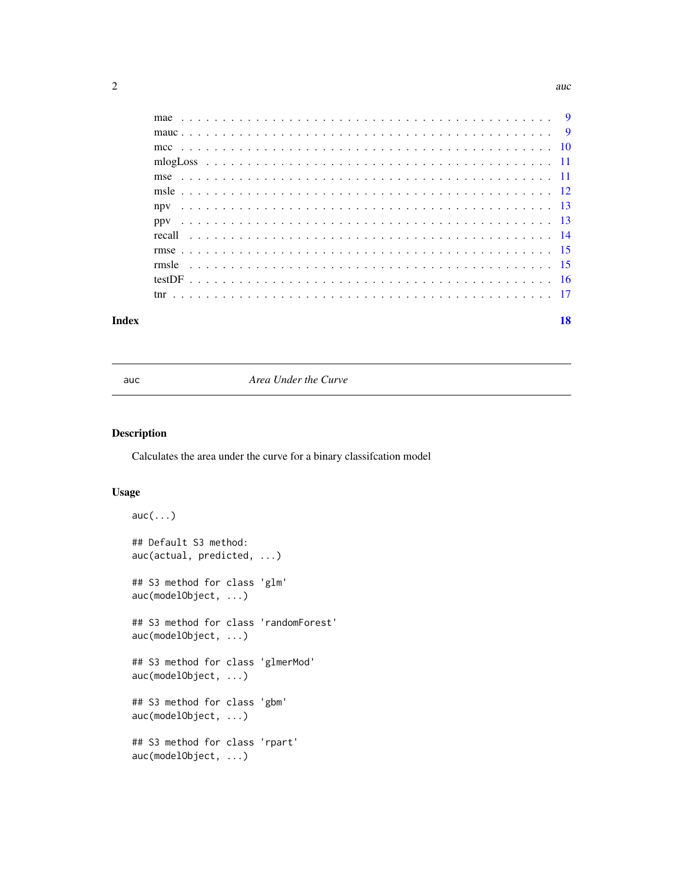mae . . . . . . . . . . . . . . . . . . . . . . . . . . . . . . . . . . . . . . . . . . . 9
mauc . . . . . . . . . . . . . . . . . . . . . . . . . . . . . . . . . . . . . . . . . . . 9
mcc . . . . . . . . . . . . . . . . . . . . . . . . . . . . . . . . . . . . . . . . . . . 10
mlogLoss . . . . . . . . . . . . . . . . . . . . . . . . . . . . . . . . . . . . . . . 11
mse . . . . . . . . . . . . . . . . . . . . . . . . . . . . . . . . . . . . . . . . . . . 11
msle . . . . . . . . . . . . . . . . . . . . . . . . . . . . . . . . . . . . . . . . . . . 12
npv . . . . . . . . . . . . . . . . . . . . . . . . . . . . . . . . . . . . . . . . . . . 13
ppv . . . . . . . . . . . . . . . . . . . . . . . . . . . . . . . . . . . . . . . . . . . 13
recall . . . . . . . . . . . . . . . . . . . . . . . . . . . . . . . . . . . . . . . . . . 14
rmse . . . . . . . . . . . . . . . . . . . . . . . . . . . . . . . . . . . . . . . . . . . 15
rmsle . . . . . . . . . . . . . . . . . . . . . . . . . . . . . . . . . . . . . . . . . . 15
testDF . . . . . . . . . . . . . . . . . . . . . . . . . . . . . . . . . . . . . . . . . . 16
tnr . . . . . . . . . . . . . . . . . . . . . . . . . . . . . . . . . . . . . . . . . . . . 17

**Index** **18**

---

## auc — *Area Under the Curve*

### Description

Calculates the area under the curve for a binary classifcation model

### Usage

```
auc(...)

## Default S3 method:
auc(actual, predicted, ...)

## S3 method for class 'glm'
auc(modelObject, ...)

## S3 method for class 'randomForest'
auc(modelObject, ...)

## S3 method for class 'glmerMod'
auc(modelObject, ...)

## S3 method for class 'gbm'
auc(modelObject, ...)

## S3 method for class 'rpart'
auc(modelObject, ...)
```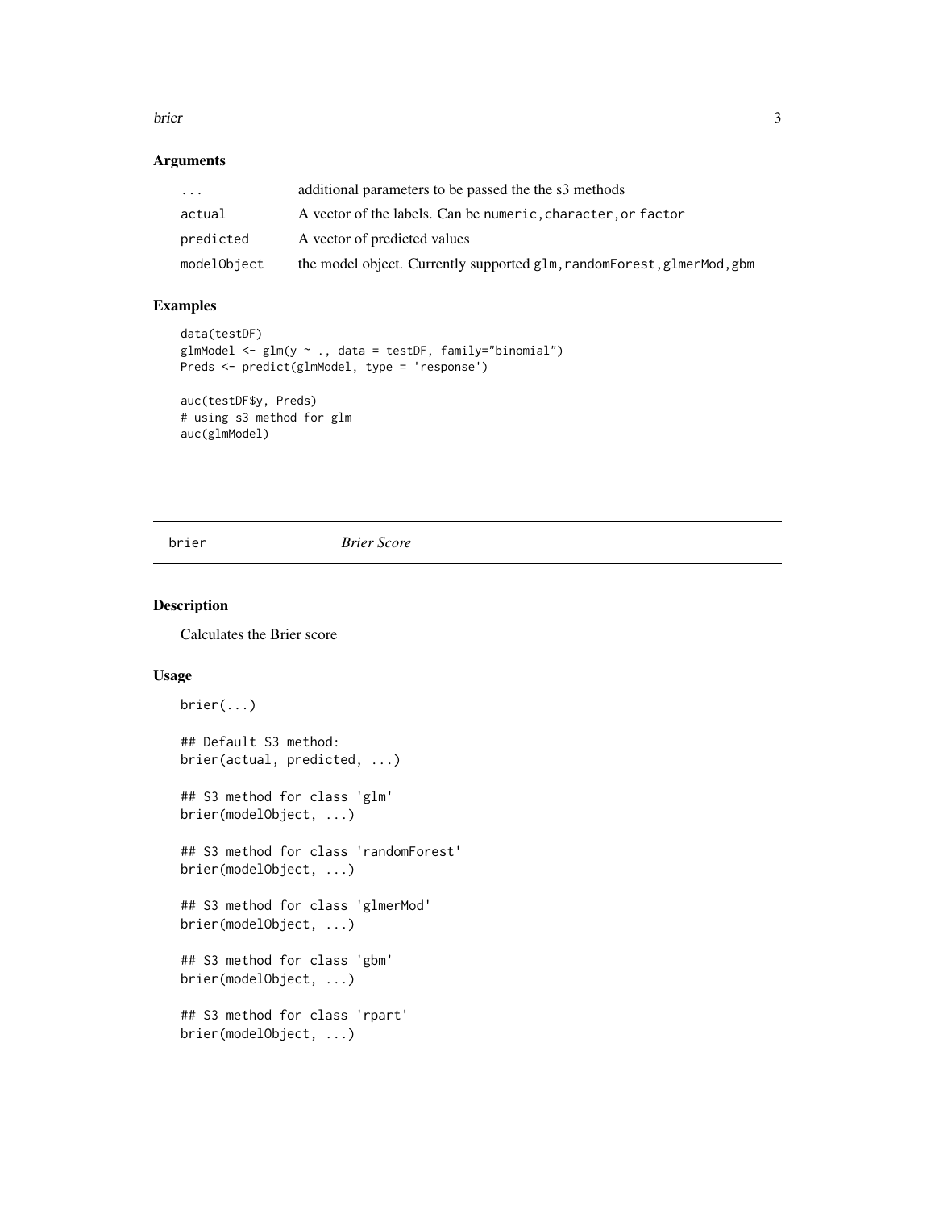## Arguments

| | |
|---|---|
| ... | additional parameters to be passed the the s3 methods |
| actual | A vector of the labels. Can be `numeric`, `character`, or `factor` |
| predicted | A vector of predicted values |
| modelObject | the model object. Currently supported `glm`, `randomForest`, `glmerMod`, `gbm` |

## Examples

```
data(testDF)
glmModel <- glm(y ~ ., data = testDF, family="binomial")
Preds <- predict(glmModel, type = 'response')

auc(testDF$y, Preds)
# using s3 method for glm
auc(glmModel)
```

---

# brier *Brier Score*

---

## Description

Calculates the Brier score

## Usage

```
brier(...)

## Default S3 method:
brier(actual, predicted, ...)

## S3 method for class 'glm'
brier(modelObject, ...)

## S3 method for class 'randomForest'
brier(modelObject, ...)

## S3 method for class 'glmerMod'
brier(modelObject, ...)

## S3 method for class 'gbm'
brier(modelObject, ...)

## S3 method for class 'rpart'
brier(modelObject, ...)
```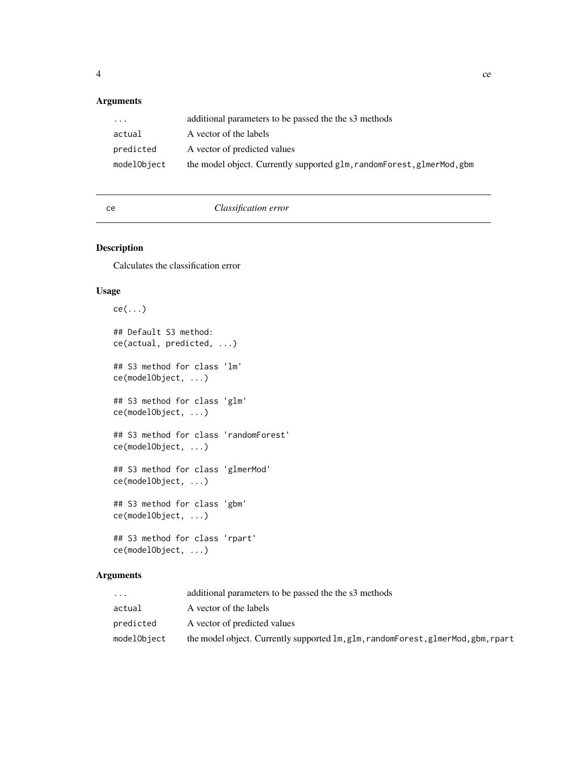## Arguments

| | |
|---|---|
| `...` | additional parameters to be passed the the s3 methods |
| `actual` | A vector of the labels |
| `predicted` | A vector of predicted values |
| `modelObject` | the model object. Currently supported `glm`, `randomForest`, `glmerMod`, `gbm` |

---

`ce` *Classification error*

---

## Description

Calculates the classification error

## Usage

```
ce(...)

## Default S3 method:
ce(actual, predicted, ...)

## S3 method for class 'lm'
ce(modelObject, ...)

## S3 method for class 'glm'
ce(modelObject, ...)

## S3 method for class 'randomForest'
ce(modelObject, ...)

## S3 method for class 'glmerMod'
ce(modelObject, ...)

## S3 method for class 'gbm'
ce(modelObject, ...)

## S3 method for class 'rpart'
ce(modelObject, ...)
```

## Arguments

| | |
|---|---|
| `...` | additional parameters to be passed the the s3 methods |
| `actual` | A vector of the labels |
| `predicted` | A vector of predicted values |
| `modelObject` | the model object. Currently supported `lm`, `glm`, `randomForest`, `glmerMod`, `gbm`, `rpart` |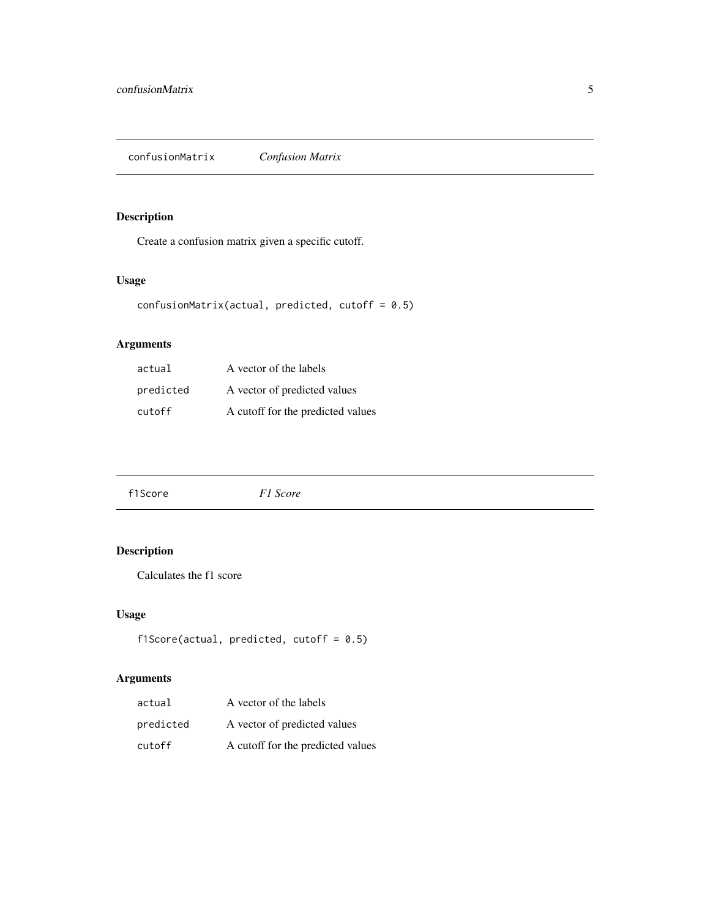## confusionMatrix *Confusion Matrix*

### Description

Create a confusion matrix given a specific cutoff.

### Usage

```
confusionMatrix(actual, predicted, cutoff = 0.5)
```

### Arguments

| | |
|---|---|
| `actual` | A vector of the labels |
| `predicted` | A vector of predicted values |
| `cutoff` | A cutoff for the predicted values |

## f1Score *F1 Score*

### Description

Calculates the f1 score

### Usage

```
f1Score(actual, predicted, cutoff = 0.5)
```

### Arguments

| | |
|---|---|
| `actual` | A vector of the labels |
| `predicted` | A vector of predicted values |
| `cutoff` | A cutoff for the predicted values |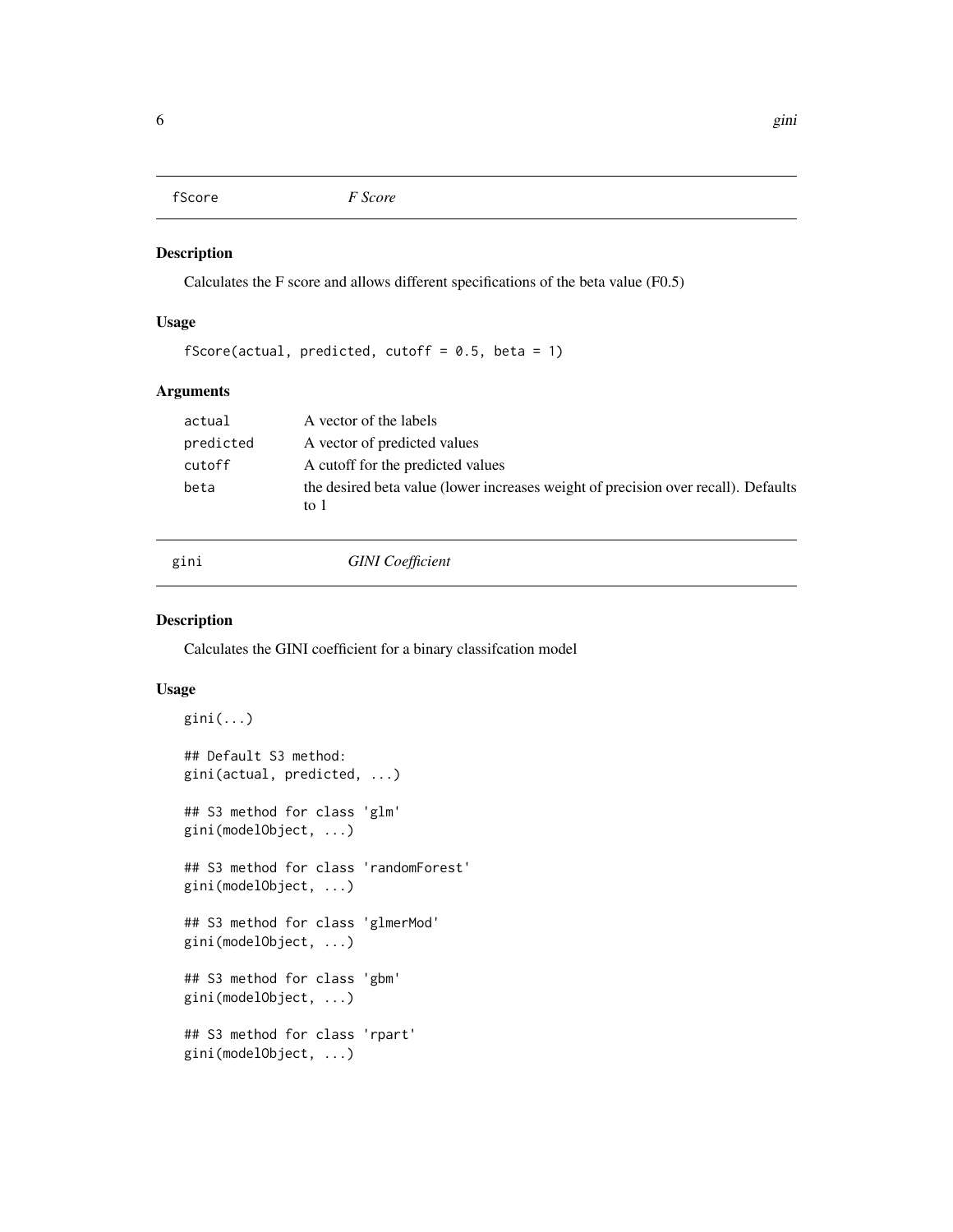## fScore — *F Score*

### Description

Calculates the F score and allows different specifications of the beta value (F0.5)

### Usage

```
fScore(actual, predicted, cutoff = 0.5, beta = 1)
```

### Arguments

| | |
|---|---|
| actual | A vector of the labels |
| predicted | A vector of predicted values |
| cutoff | A cutoff for the predicted values |
| beta | the desired beta value (lower increases weight of precision over recall). Defaults to 1 |

## gini — *GINI Coefficient*

### Description

Calculates the GINI coefficient for a binary classifcation model

### Usage

```
gini(...)

## Default S3 method:
gini(actual, predicted, ...)

## S3 method for class 'glm'
gini(modelObject, ...)

## S3 method for class 'randomForest'
gini(modelObject, ...)

## S3 method for class 'glmerMod'
gini(modelObject, ...)

## S3 method for class 'gbm'
gini(modelObject, ...)

## S3 method for class 'rpart'
gini(modelObject, ...)
```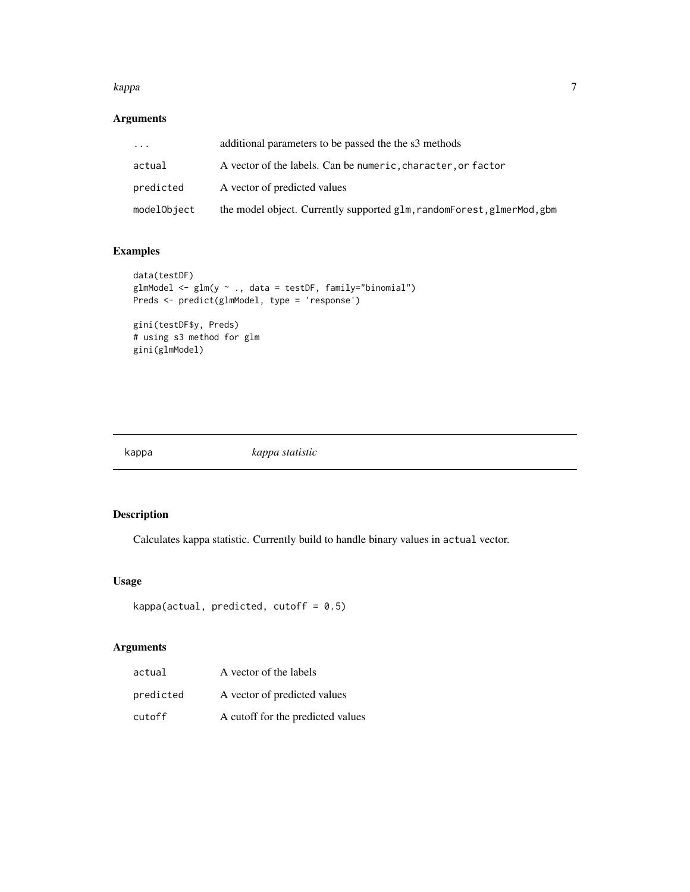## Arguments

| | |
|---|---|
| ... | additional parameters to be passed the the s3 methods |
| actual | A vector of the labels. Can be numeric, character, or factor |
| predicted | A vector of predicted values |
| modelObject | the model object. Currently supported glm, randomForest, glmerMod, gbm |

## Examples

```
data(testDF)
glmModel <- glm(y ~ ., data = testDF, family="binomial")
Preds <- predict(glmModel, type = 'response')

gini(testDF$y, Preds)
# using s3 method for glm
gini(glmModel)
```

---

# kappa *kappa statistic*

## Description

Calculates kappa statistic. Currently build to handle binary values in `actual` vector.

## Usage

```
kappa(actual, predicted, cutoff = 0.5)
```

## Arguments

| | |
|---|---|
| actual | A vector of the labels |
| predicted | A vector of predicted values |
| cutoff | A cutoff for the predicted values |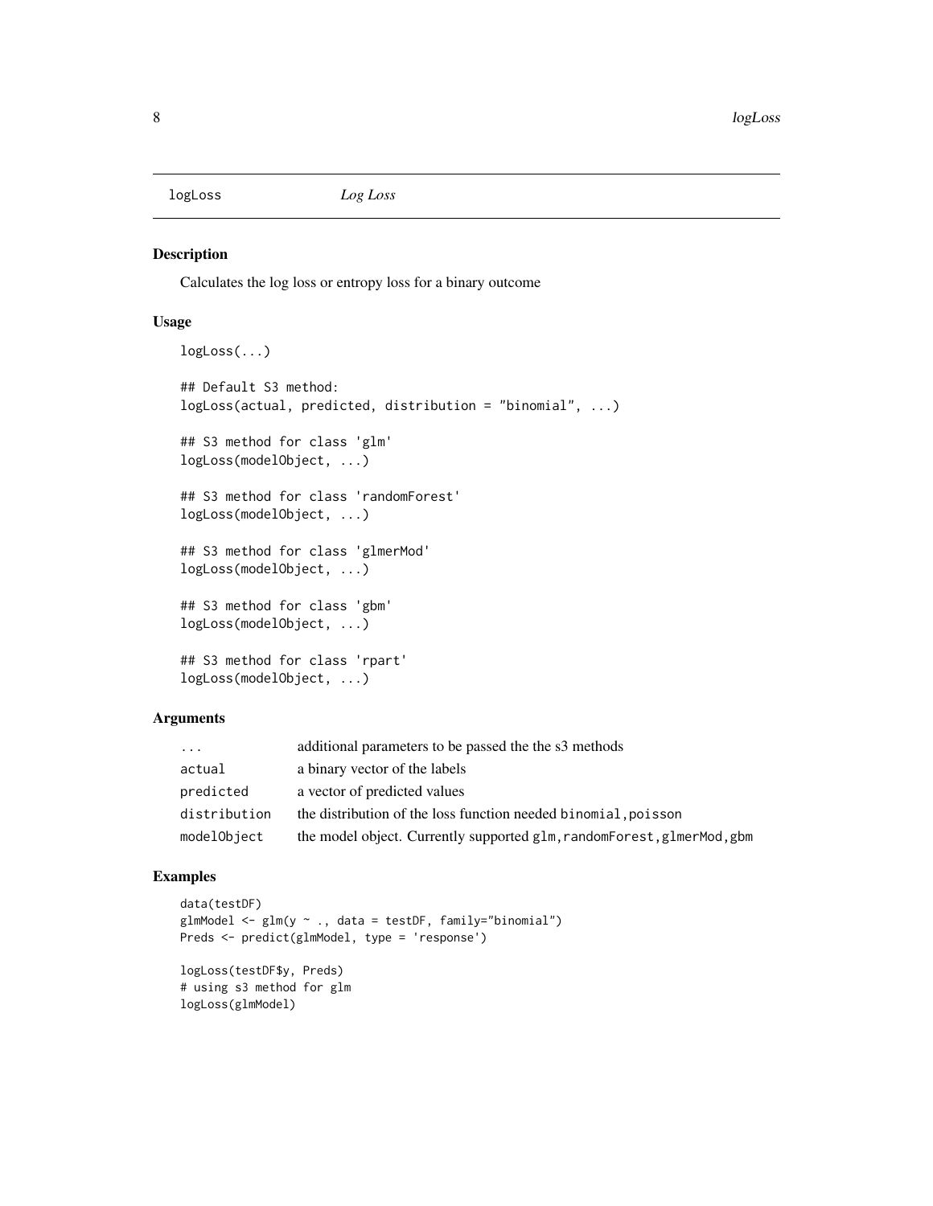# logLoss *Log Loss*

## Description

Calculates the log loss or entropy loss for a binary outcome

## Usage

```
logLoss(...)

## Default S3 method:
logLoss(actual, predicted, distribution = "binomial", ...)

## S3 method for class 'glm'
logLoss(modelObject, ...)

## S3 method for class 'randomForest'
logLoss(modelObject, ...)

## S3 method for class 'glmerMod'
logLoss(modelObject, ...)

## S3 method for class 'gbm'
logLoss(modelObject, ...)

## S3 method for class 'rpart'
logLoss(modelObject, ...)
```

## Arguments

| | |
|---|---|
| `...` | additional parameters to be passed the the s3 methods |
| `actual` | a binary vector of the labels |
| `predicted` | a vector of predicted values |
| `distribution` | the distribution of the loss function needed `binomial,poisson` |
| `modelObject` | the model object. Currently supported `glm,randomForest,glmerMod,gbm` |

## Examples

```
data(testDF)
glmModel <- glm(y ~ ., data = testDF, family="binomial")
Preds <- predict(glmModel, type = 'response')

logLoss(testDF$y, Preds)
# using s3 method for glm
logLoss(glmModel)
```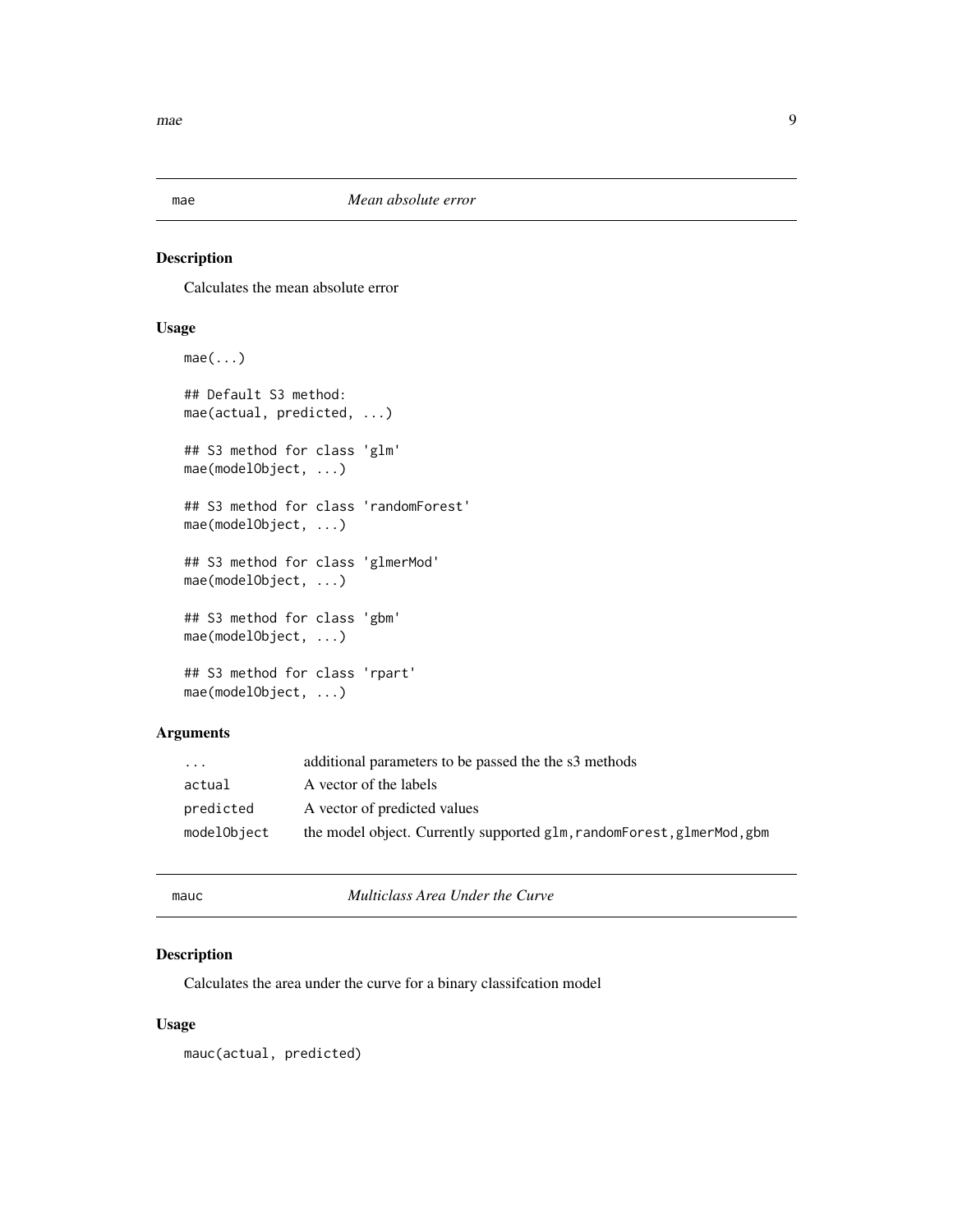## mae *Mean absolute error*

### Description

Calculates the mean absolute error

### Usage

```
mae(...)

## Default S3 method:
mae(actual, predicted, ...)

## S3 method for class 'glm'
mae(modelObject, ...)

## S3 method for class 'randomForest'
mae(modelObject, ...)

## S3 method for class 'glmerMod'
mae(modelObject, ...)

## S3 method for class 'gbm'
mae(modelObject, ...)

## S3 method for class 'rpart'
mae(modelObject, ...)
```

### Arguments

| | |
|---|---|
| `...` | additional parameters to be passed the the s3 methods |
| `actual` | A vector of the labels |
| `predicted` | A vector of predicted values |
| `modelObject` | the model object. Currently supported `glm, randomForest, glmerMod, gbm` |

## mauc *Multiclass Area Under the Curve*

### Description

Calculates the area under the curve for a binary classifcation model

### Usage

```
mauc(actual, predicted)
```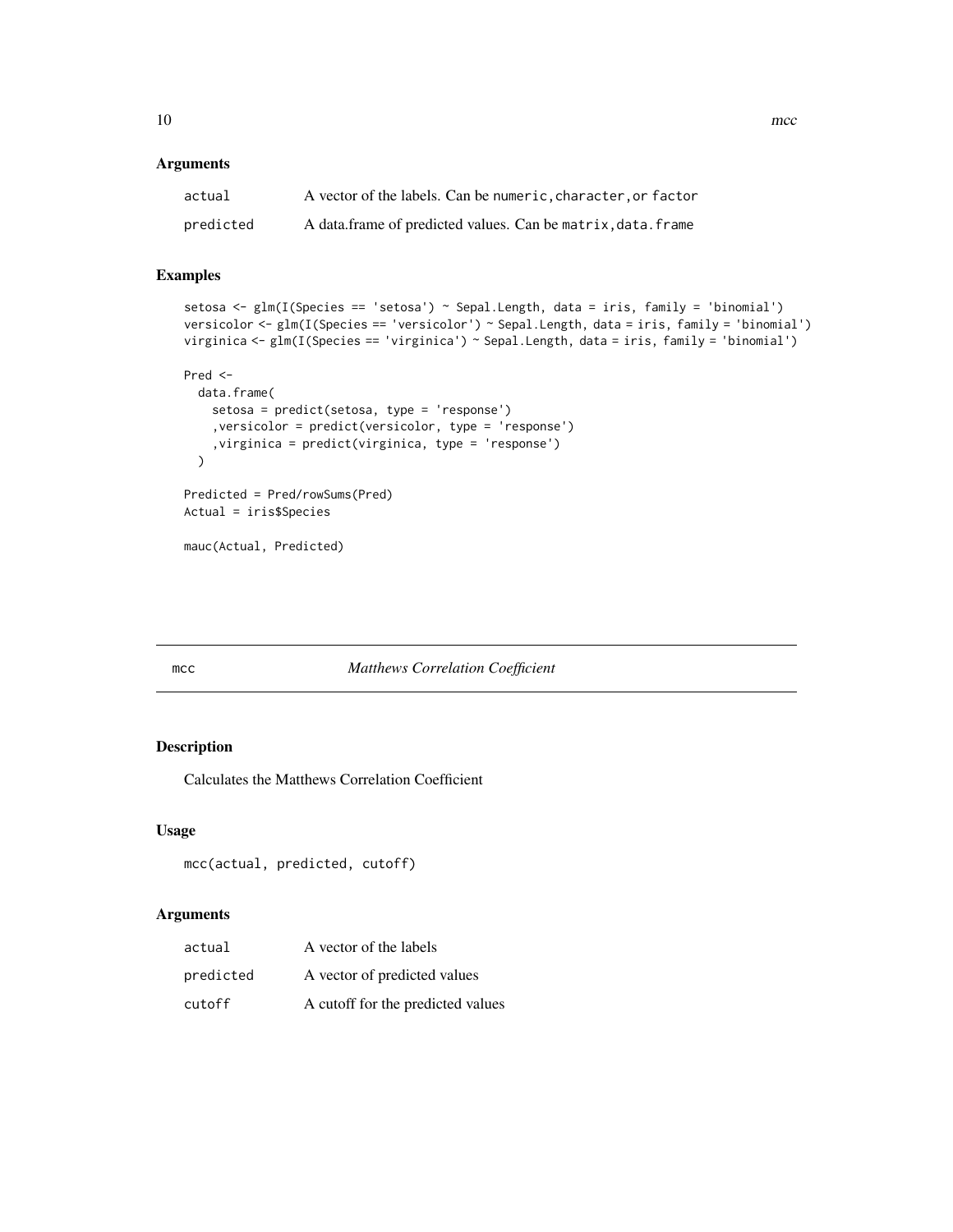## Arguments

| | |
|---|---|
| `actual` | A vector of the labels. Can be `numeric`, `character`, or `factor` |
| `predicted` | A data.frame of predicted values. Can be `matrix`, `data.frame` |

## Examples

```
setosa <- glm(I(Species == 'setosa') ~ Sepal.Length, data = iris, family = 'binomial')
versicolor <- glm(I(Species == 'versicolor') ~ Sepal.Length, data = iris, family = 'binomial')
virginica <- glm(I(Species == 'virginica') ~ Sepal.Length, data = iris, family = 'binomial')

Pred <-
  data.frame(
    setosa = predict(setosa, type = 'response')
    ,versicolor = predict(versicolor, type = 'response')
    ,virginica = predict(virginica, type = 'response')
  )

Predicted = Pred/rowSums(Pred)
Actual = iris$Species

mauc(Actual, Predicted)
```

---

# mcc — *Matthews Correlation Coefficient*

## Description

Calculates the Matthews Correlation Coefficient

## Usage

```
mcc(actual, predicted, cutoff)
```

## Arguments

| | |
|---|---|
| `actual` | A vector of the labels |
| `predicted` | A vector of predicted values |
| `cutoff` | A cutoff for the predicted values |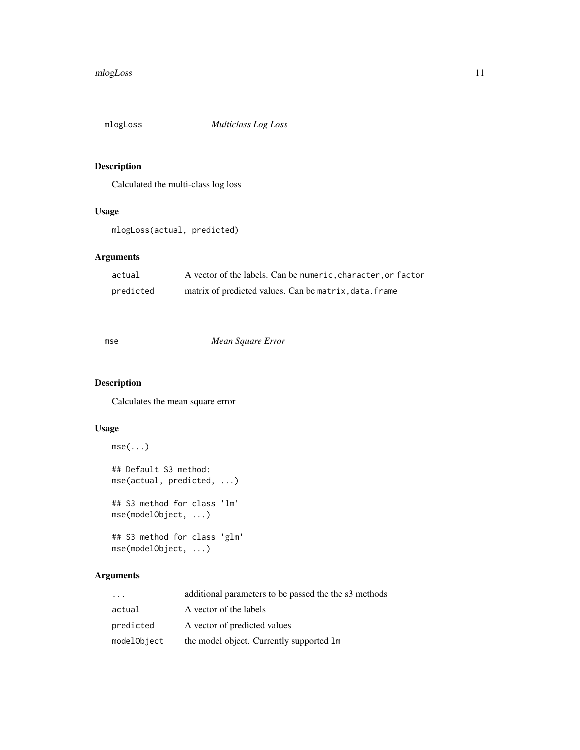## mlogLoss *Multiclass Log Loss*

### Description

Calculated the multi-class log loss

### Usage

```
mlogLoss(actual, predicted)
```

### Arguments

| | |
|---|---|
| `actual` | A vector of the labels. Can be `numeric`, `character`, or `factor` |
| `predicted` | matrix of predicted values. Can be `matrix`, `data.frame` |

## mse *Mean Square Error*

### Description

Calculates the mean square error

### Usage

```
mse(...)

## Default S3 method:
mse(actual, predicted, ...)

## S3 method for class 'lm'
mse(modelObject, ...)

## S3 method for class 'glm'
mse(modelObject, ...)
```

### Arguments

| | |
|---|---|
| `...` | additional parameters to be passed the the s3 methods |
| `actual` | A vector of the labels |
| `predicted` | A vector of predicted values |
| `modelObject` | the model object. Currently supported `lm` |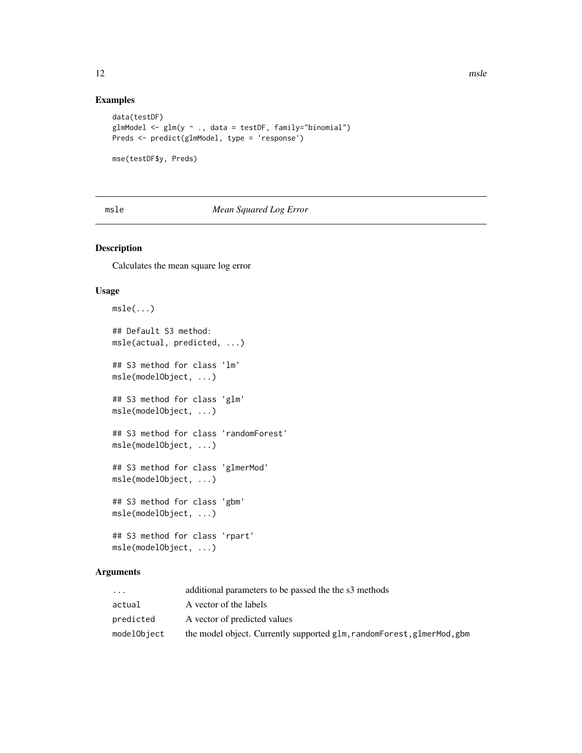## Examples

```
data(testDF)
glmModel <- glm(y ~ ., data = testDF, family="binomial")
Preds <- predict(glmModel, type = 'response')

mse(testDF$y, Preds)
```

---

# msle — *Mean Squared Log Error*

---

## Description

Calculates the mean square log error

## Usage

```
msle(...)

## Default S3 method:
msle(actual, predicted, ...)

## S3 method for class 'lm'
msle(modelObject, ...)

## S3 method for class 'glm'
msle(modelObject, ...)

## S3 method for class 'randomForest'
msle(modelObject, ...)

## S3 method for class 'glmerMod'
msle(modelObject, ...)

## S3 method for class 'gbm'
msle(modelObject, ...)

## S3 method for class 'rpart'
msle(modelObject, ...)
```

## Arguments

| | |
|---|---|
| `...` | additional parameters to be passed the the s3 methods |
| `actual` | A vector of the labels |
| `predicted` | A vector of predicted values |
| `modelObject` | the model object. Currently supported `glm,randomForest,glmerMod,gbm` |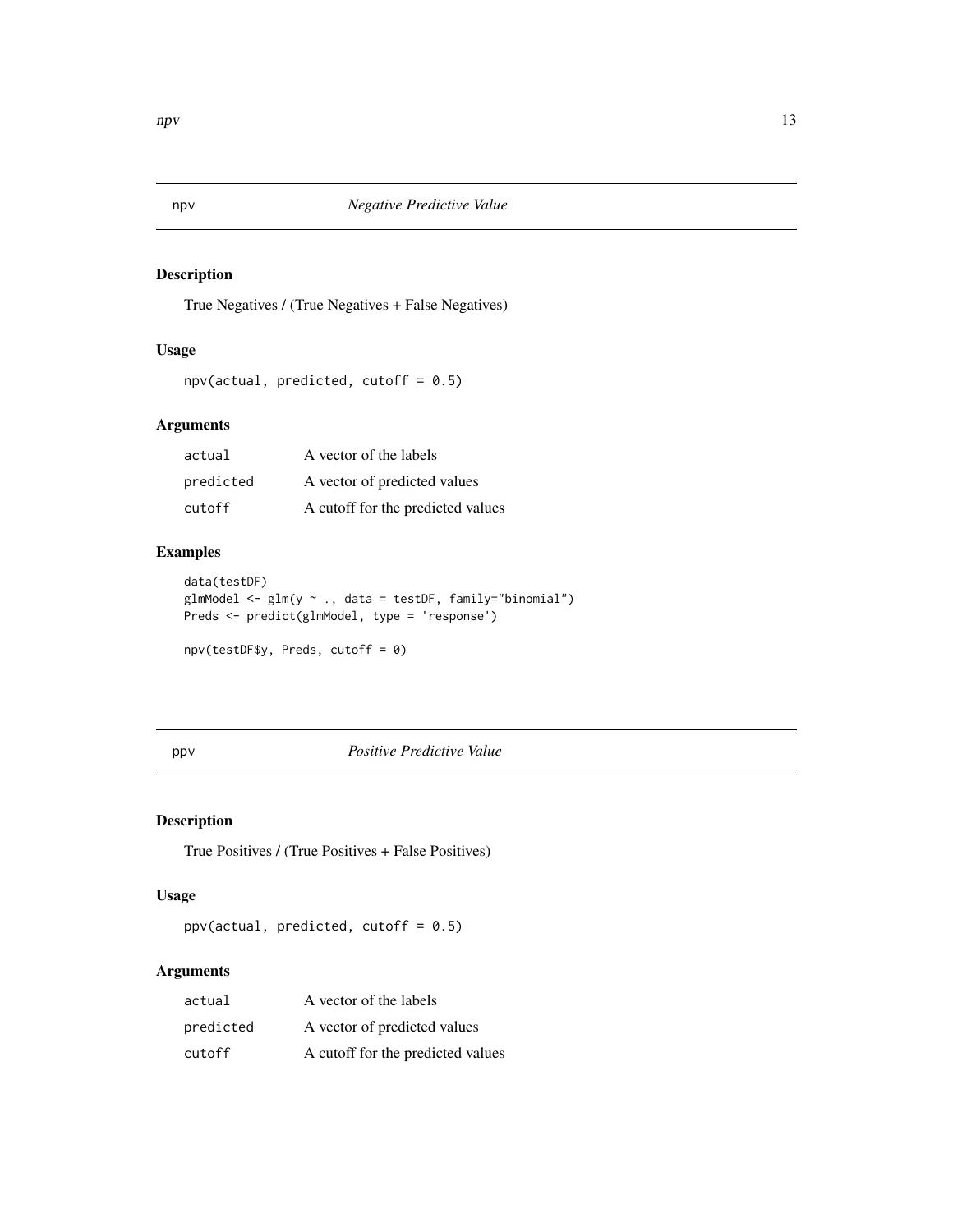## npv — *Negative Predictive Value*

### Description

True Negatives / (True Negatives + False Negatives)

### Usage

```
npv(actual, predicted, cutoff = 0.5)
```

### Arguments

| | |
|---|---|
| actual | A vector of the labels |
| predicted | A vector of predicted values |
| cutoff | A cutoff for the predicted values |

### Examples

```
data(testDF)
glmModel <- glm(y ~ ., data = testDF, family="binomial")
Preds <- predict(glmModel, type = 'response')

npv(testDF$y, Preds, cutoff = 0)
```

## ppv — *Positive Predictive Value*

### Description

True Positives / (True Positives + False Positives)

### Usage

```
ppv(actual, predicted, cutoff = 0.5)
```

### Arguments

| | |
|---|---|
| actual | A vector of the labels |
| predicted | A vector of predicted values |
| cutoff | A cutoff for the predicted values |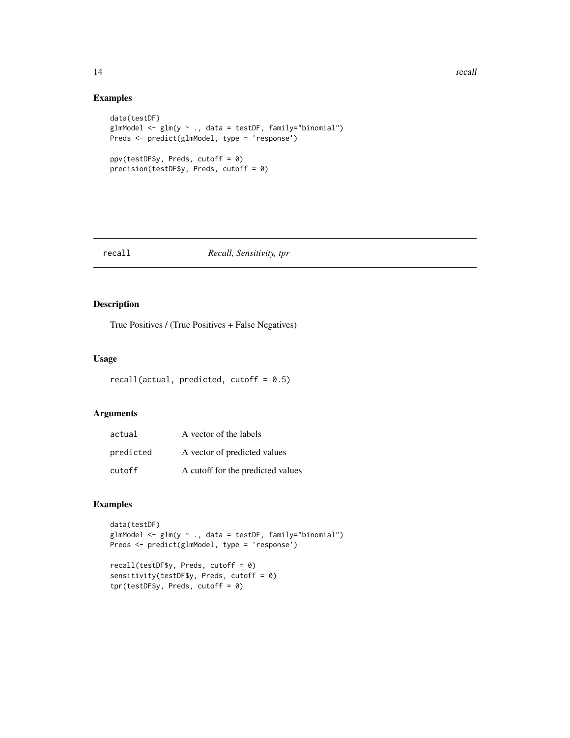## Examples

```
data(testDF)
glmModel <- glm(y ~ ., data = testDF, family="binomial")
Preds <- predict(glmModel, type = 'response')

ppv(testDF$y, Preds, cutoff = 0)
precision(testDF$y, Preds, cutoff = 0)
```

---

# recall — *Recall, Sensitivity, tpr*

---

## Description

True Positives / (True Positives + False Negatives)

## Usage

```
recall(actual, predicted, cutoff = 0.5)
```

## Arguments

| | |
|---|---|
| actual | A vector of the labels |
| predicted | A vector of predicted values |
| cutoff | A cutoff for the predicted values |

## Examples

```
data(testDF)
glmModel <- glm(y ~ ., data = testDF, family="binomial")
Preds <- predict(glmModel, type = 'response')

recall(testDF$y, Preds, cutoff = 0)
sensitivity(testDF$y, Preds, cutoff = 0)
tpr(testDF$y, Preds, cutoff = 0)
```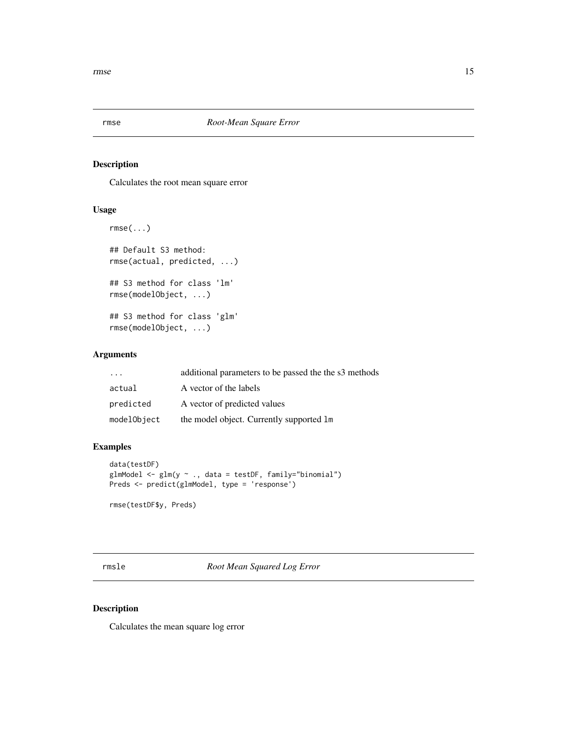## rmse — *Root-Mean Square Error*

### Description

Calculates the root mean square error

### Usage

```
rmse(...)

## Default S3 method:
rmse(actual, predicted, ...)

## S3 method for class 'lm'
rmse(modelObject, ...)

## S3 method for class 'glm'
rmse(modelObject, ...)
```

### Arguments

| | |
|---|---|
| `...` | additional parameters to be passed the the s3 methods |
| `actual` | A vector of the labels |
| `predicted` | A vector of predicted values |
| `modelObject` | the model object. Currently supported `lm` |

### Examples

```
data(testDF)
glmModel <- glm(y ~ ., data = testDF, family="binomial")
Preds <- predict(glmModel, type = 'response')

rmse(testDF$y, Preds)
```

## rmsle — *Root Mean Squared Log Error*

### Description

Calculates the mean square log error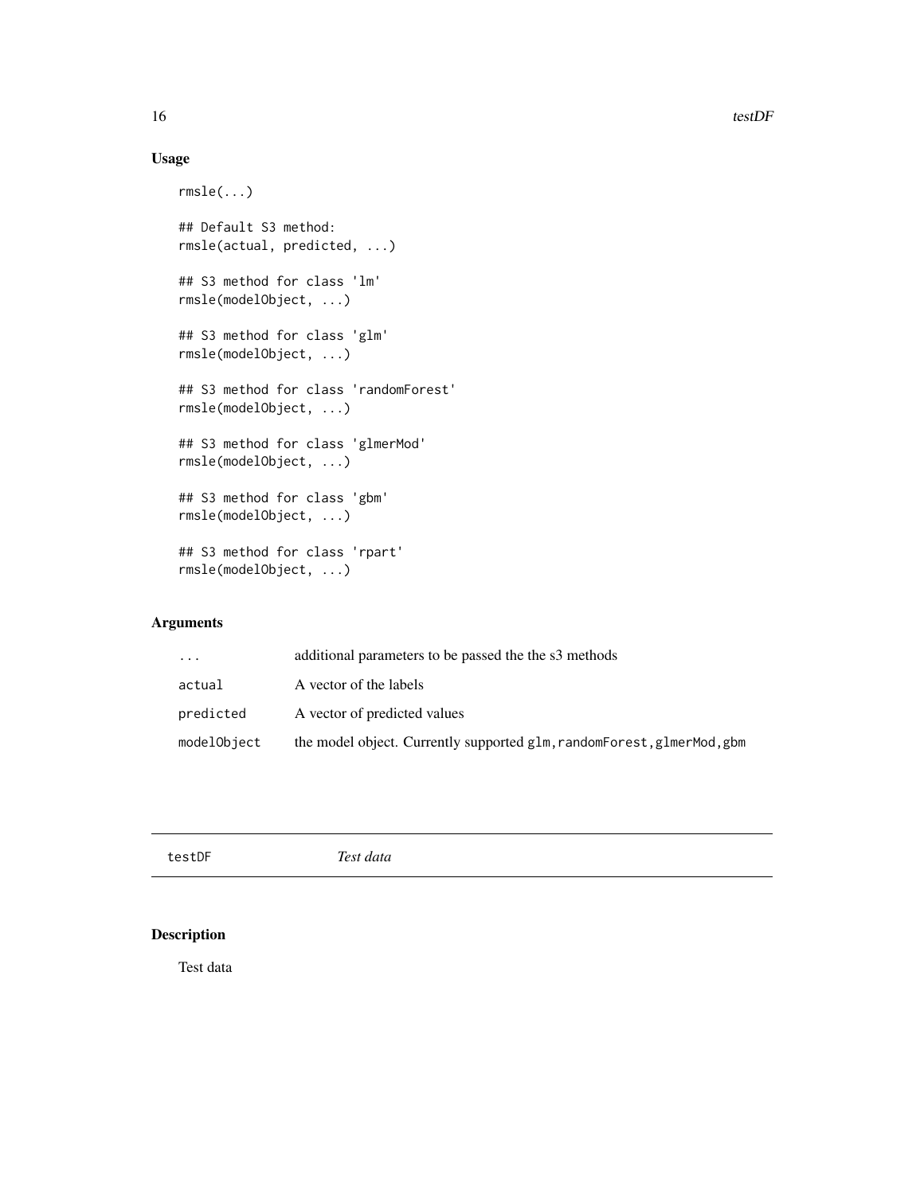## Usage

```
rmsle(...)

## Default S3 method:
rmsle(actual, predicted, ...)

## S3 method for class 'lm'
rmsle(modelObject, ...)

## S3 method for class 'glm'
rmsle(modelObject, ...)

## S3 method for class 'randomForest'
rmsle(modelObject, ...)

## S3 method for class 'glmerMod'
rmsle(modelObject, ...)

## S3 method for class 'gbm'
rmsle(modelObject, ...)

## S3 method for class 'rpart'
rmsle(modelObject, ...)
```

## Arguments

| | |
|---|---|
| `...` | additional parameters to be passed the the s3 methods |
| `actual` | A vector of the labels |
| `predicted` | A vector of predicted values |
| `modelObject` | the model object. Currently supported `glm,randomForest,glmerMod,gbm` |

---

# testDF *Test data*

## Description

Test data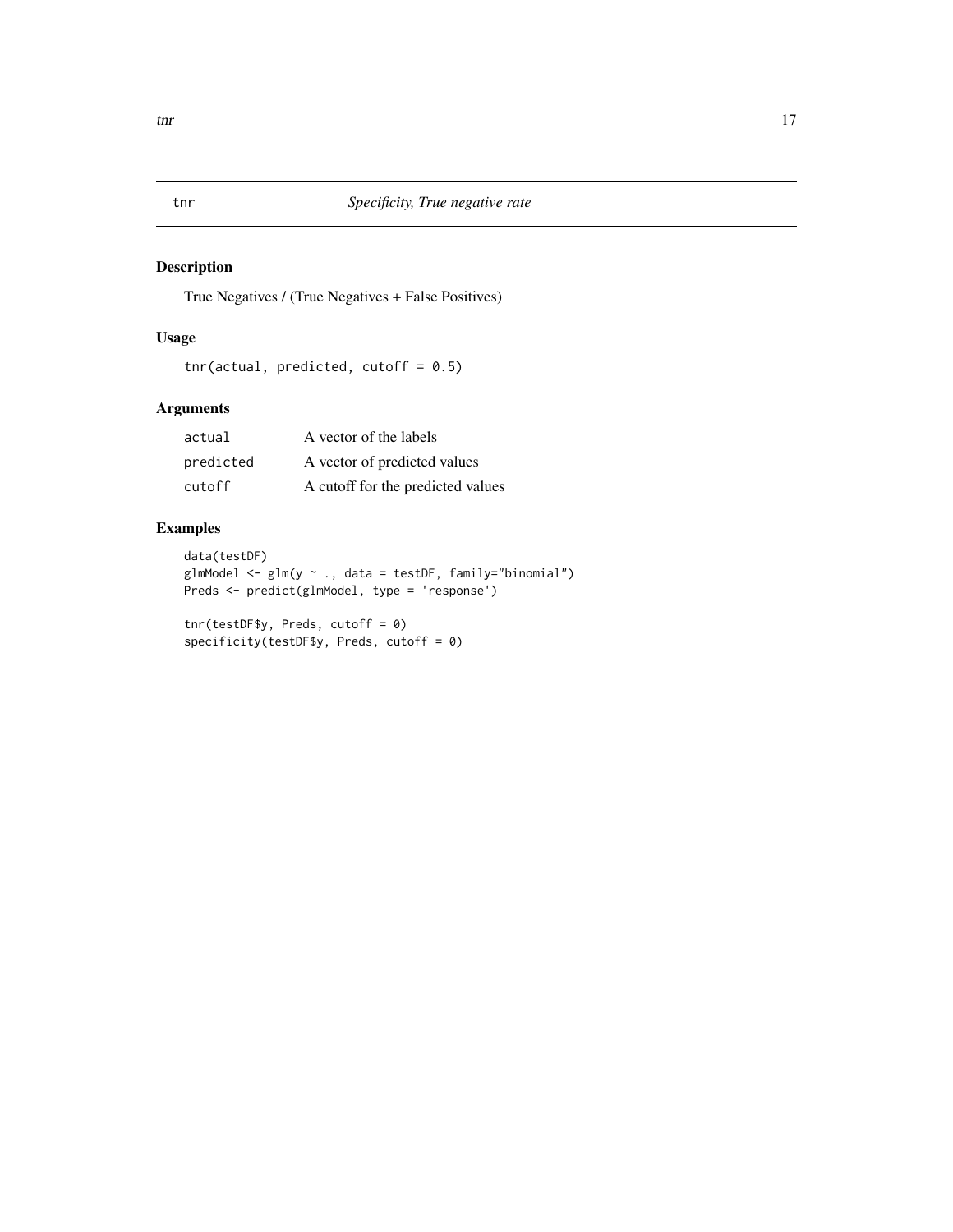# tnr *Specificity, True negative rate*

## Description

True Negatives / (True Negatives + False Positives)

## Usage

```
tnr(actual, predicted, cutoff = 0.5)
```

## Arguments

| | |
|---|---|
| actual | A vector of the labels |
| predicted | A vector of predicted values |
| cutoff | A cutoff for the predicted values |

## Examples

```
data(testDF)
glmModel <- glm(y ~ ., data = testDF, family="binomial")
Preds <- predict(glmModel, type = 'response')

tnr(testDF$y, Preds, cutoff = 0)
specificity(testDF$y, Preds, cutoff = 0)
```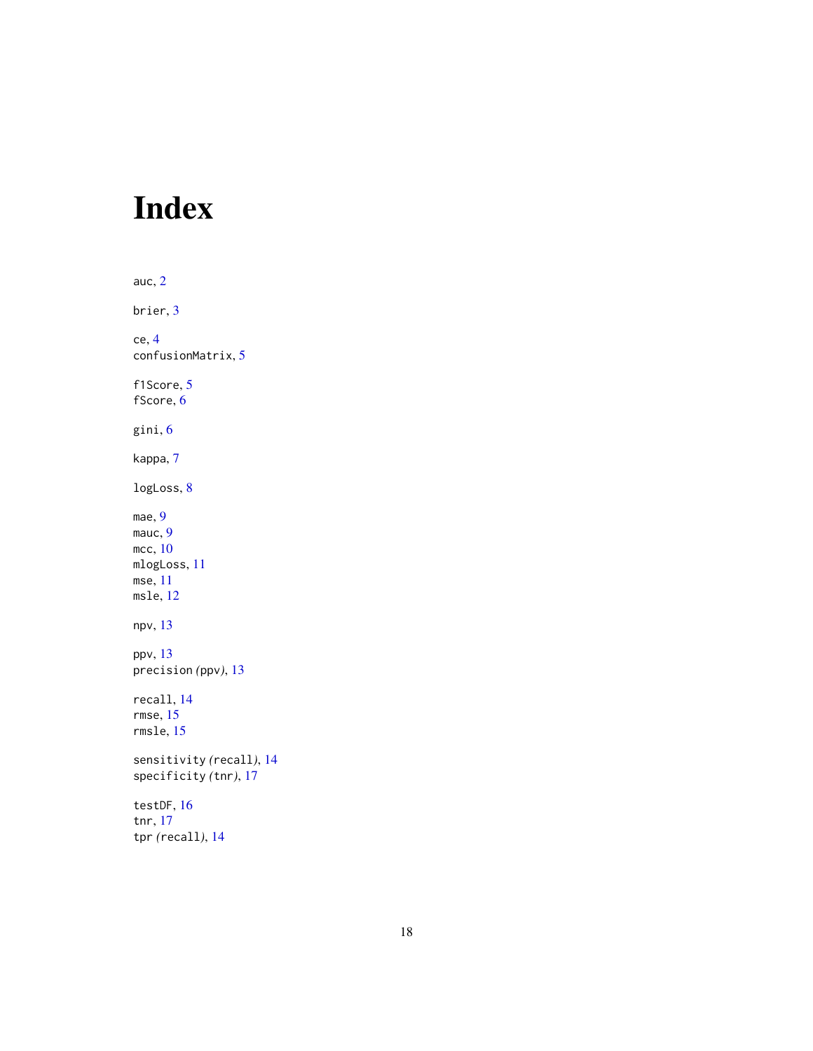# Index

auc, 2

brier, 3

ce, 4
confusionMatrix, 5

f1Score, 5
fScore, 6

gini, 6

kappa, 7

logLoss, 8

mae, 9
mauc, 9
mcc, 10
mlogLoss, 11
mse, 11
msle, 12

npv, 13

ppv, 13
precision *(ppv)*, 13

recall, 14
rmse, 15
rmsle, 15

sensitivity *(recall)*, 14
specificity *(tnr)*, 17

testDF, 16
tnr, 17
tpr *(recall)*, 14